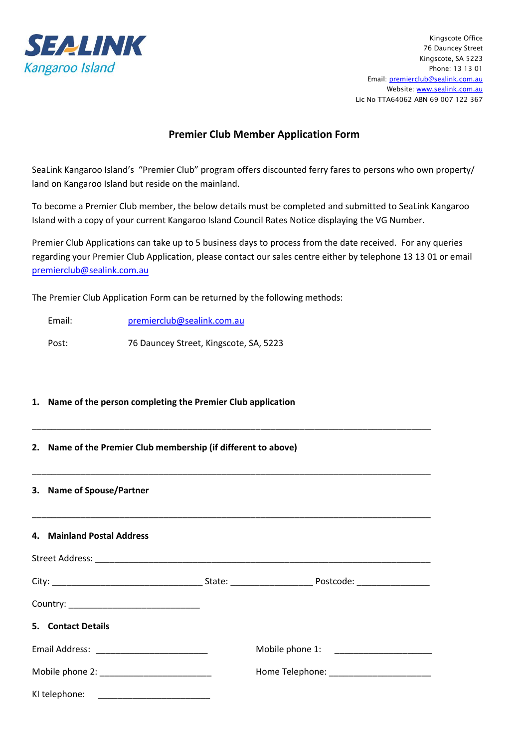SEALINK Kangaroo Island

Kingscote Office
76 Dauncey Street
Kingscote, SA 5223
Phone: 13 13 01
Email: premierclub@sealink.com.au
Website: www.sealink.com.au
Lic No TTA64062 ABN 69 007 122 367

## Premier Club Member Application Form

SeaLink Kangaroo Island's "Premier Club" program offers discounted ferry fares to persons who own property/ land on Kangaroo Island but reside on the mainland.

To become a Premier Club member, the below details must be completed and submitted to SeaLink Kangaroo Island with a copy of your current Kangaroo Island Council Rates Notice displaying the VG Number.

Premier Club Applications can take up to 5 business days to process from the date received. For any queries regarding your Premier Club Application, please contact our sales centre either by telephone 13 13 01 or email premierclub@sealink.com.au

The Premier Club Application Form can be returned by the following methods:

Email: premierclub@sealink.com.au

Post: 76 Dauncey Street, Kingscote, SA, 5223

**1. Name of the person completing the Premier Club application**

_______________________________________________________________________________

**2. Name of the Premier Club membership (if different to above)**

_______________________________________________________________________________

**3. Name of Spouse/Partner**

_______________________________________________________________________________

**4. Mainland Postal Address**

Street Address: ______________________________________________________________

City: ______________________________ State: ________________ Postcode: _______________

Country: __________________________

**5. Contact Details**

Email Address: ______________________ Mobile phone 1: ____________________

Mobile phone 2: ______________________ Home Telephone: ____________________

KI telephone: ______________________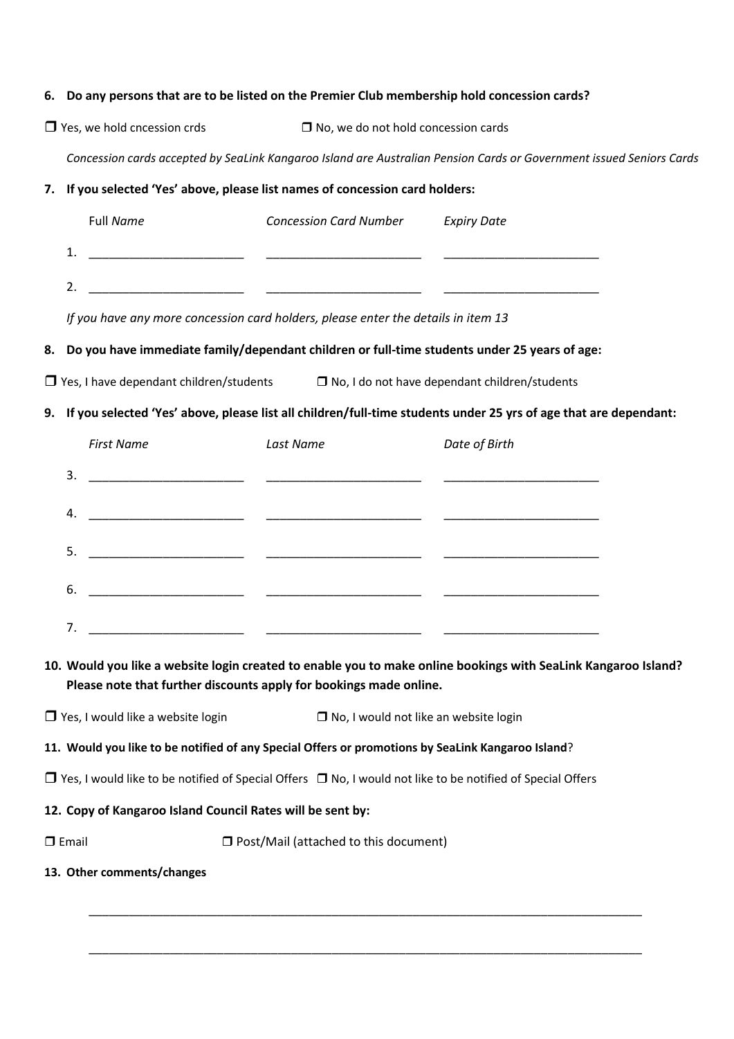**6. Do any persons that are to be listed on the Premier Club membership hold concession cards?**

❒ Yes, we hold cncession crds ❒ No, we do not hold concession cards

*Concession cards accepted by SeaLink Kangaroo Island are Australian Pension Cards or Government issued Seniors Cards*

**7. If you selected 'Yes' above, please list names of concession card holders:**

| | Full *Name* | *Concession Card Number* | *Expiry Date* |
|---|---|---|---|
| 1. | ______________________ | ______________________ | ______________________ |
| 2. | ______________________ | ______________________ | ______________________ |

*If you have any more concession card holders, please enter the details in item 13*

**8. Do you have immediate family/dependant children or full-time students under 25 years of age:**

❒ Yes, I have dependant children/students ❒ No, I do not have dependant children/students

**9. If you selected 'Yes' above, please list all children/full-time students under 25 yrs of age that are dependant:**

| | *First Name* | *Last Name* | *Date of Birth* |
|---|---|---|---|
| 3. | ______________________ | ______________________ | ______________________ |
| 4. | ______________________ | ______________________ | ______________________ |
| 5. | ______________________ | ______________________ | ______________________ |
| 6. | ______________________ | ______________________ | ______________________ |
| 7. | ______________________ | ______________________ | ______________________ |

**10. Would you like a website login created to enable you to make online bookings with SeaLink Kangaroo Island? Please note that further discounts apply for bookings made online.**

❒ Yes, I would like a website login ❒ No, I would not like an website login

**11. Would you like to be notified of any Special Offers or promotions by SeaLink Kangaroo Island?**

❒ Yes, I would like to be notified of Special Offers ❒ No, I would not like to be notified of Special Offers

**12. Copy of Kangaroo Island Council Rates will be sent by:**

❒ Email ❒ Post/Mail (attached to this document)

**13. Other comments/changes**

______________________________________________________________________________

______________________________________________________________________________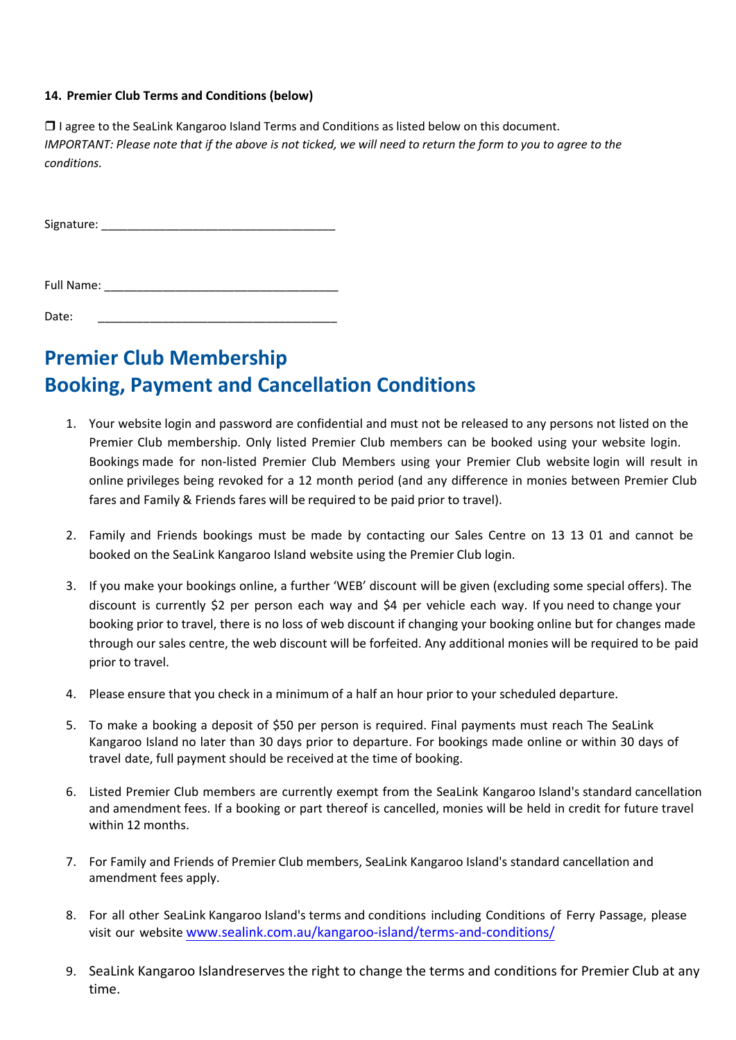**14. Premier Club Terms and Conditions (below)**

❒ I agree to the SeaLink Kangaroo Island Terms and Conditions as listed below on this document.
*IMPORTANT: Please note that if the above is not ticked, we will need to return the form to you to agree to the conditions.*

Signature: ____________________________________

Full Name: ____________________________________

Date: ____________________________________

## Premier Club Membership
## Booking, Payment and Cancellation Conditions

1. Your website login and password are confidential and must not be released to any persons not listed on the Premier Club membership. Only listed Premier Club members can be booked using your website login. Bookings made for non-listed Premier Club Members using your Premier Club website login will result in online privileges being revoked for a 12 month period (and any difference in monies between Premier Club fares and Family & Friends fares will be required to be paid prior to travel).

2. Family and Friends bookings must be made by contacting our Sales Centre on 13 13 01 and cannot be booked on the SeaLink Kangaroo Island website using the Premier Club login.

3. If you make your bookings online, a further 'WEB' discount will be given (excluding some special offers). The discount is currently $2 per person each way and $4 per vehicle each way. If you need to change your booking prior to travel, there is no loss of web discount if changing your booking online but for changes made through our sales centre, the web discount will be forfeited. Any additional monies will be required to be paid prior to travel.

4. Please ensure that you check in a minimum of a half an hour prior to your scheduled departure.

5. To make a booking a deposit of $50 per person is required. Final payments must reach The SeaLink Kangaroo Island no later than 30 days prior to departure. For bookings made online or within 30 days of travel date, full payment should be received at the time of booking.

6. Listed Premier Club members are currently exempt from the SeaLink Kangaroo Island's standard cancellation and amendment fees. If a booking or part thereof is cancelled, monies will be held in credit for future travel within 12 months.

7. For Family and Friends of Premier Club members, SeaLink Kangaroo Island's standard cancellation and amendment fees apply.

8. For all other SeaLink Kangaroo Island's terms and conditions including Conditions of Ferry Passage, please visit our website www.sealink.com.au/kangaroo-island/terms-and-conditions/

9. SeaLink Kangaroo Islandreserves the right to change the terms and conditions for Premier Club at any time.